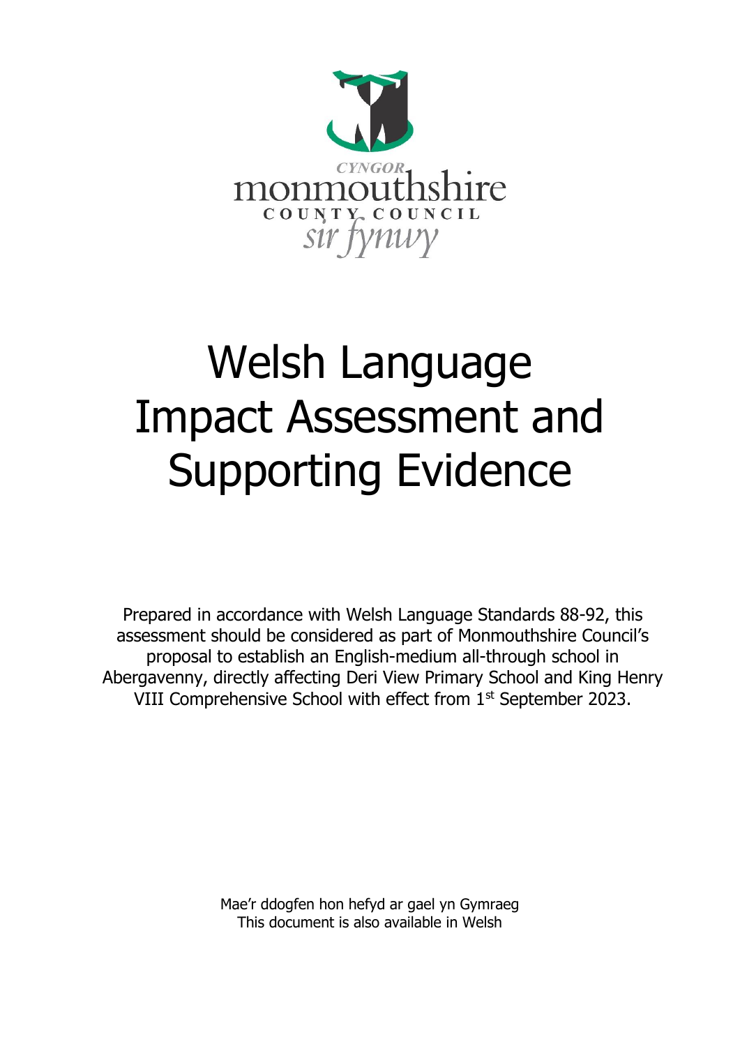CYNGOR monmouthshire COUNTY COUNCIL sir fynwy

# Welsh Language Impact Assessment and Supporting Evidence

Prepared in accordance with Welsh Language Standards 88-92, this assessment should be considered as part of Monmouthshire Council's proposal to establish an English-medium all-through school in Abergavenny, directly affecting Deri View Primary School and King Henry VIII Comprehensive School with effect from 1st September 2023.

Mae'r ddogfen hon hefyd ar gael yn Gymraeg
This document is also available in Welsh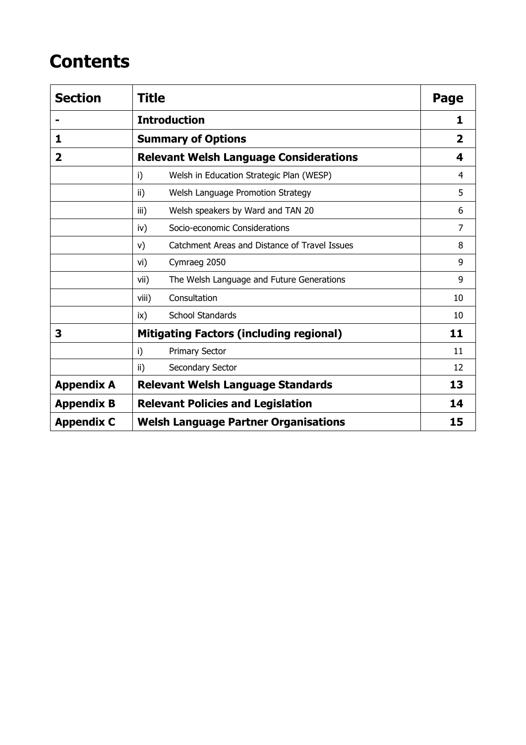# Contents

| Section | Title | Page |
|---|---|---|
| **-** | **Introduction** | **1** |
| **1** | **Summary of Options** | **2** |
| **2** | **Relevant Welsh Language Considerations** | **4** |
| | i) Welsh in Education Strategic Plan (WESP) | 4 |
| | ii) Welsh Language Promotion Strategy | 5 |
| | iii) Welsh speakers by Ward and TAN 20 | 6 |
| | iv) Socio-economic Considerations | 7 |
| | v) Catchment Areas and Distance of Travel Issues | 8 |
| | vi) Cymraeg 2050 | 9 |
| | vii) The Welsh Language and Future Generations | 9 |
| | viii) Consultation | 10 |
| | ix) School Standards | 10 |
| **3** | **Mitigating Factors (including regional)** | **11** |
| | i) Primary Sector | 11 |
| | ii) Secondary Sector | 12 |
| **Appendix A** | **Relevant Welsh Language Standards** | **13** |
| **Appendix B** | **Relevant Policies and Legislation** | **14** |
| **Appendix C** | **Welsh Language Partner Organisations** | **15** |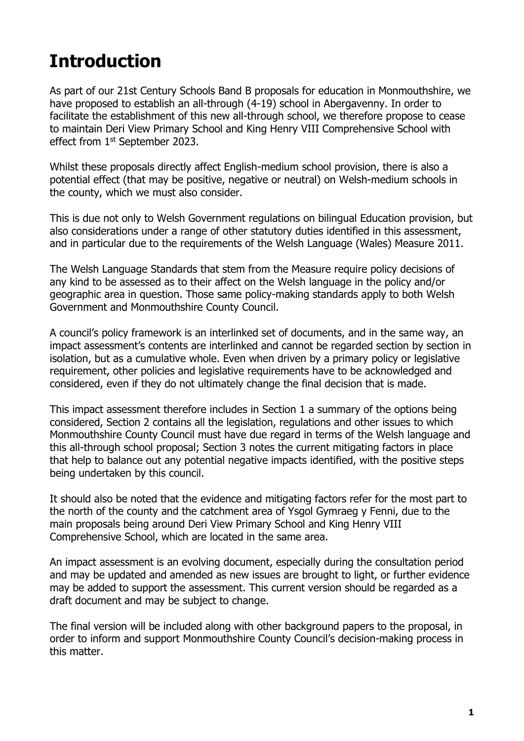# Introduction

As part of our 21st Century Schools Band B proposals for education in Monmouthshire, we have proposed to establish an all-through (4-19) school in Abergavenny. In order to facilitate the establishment of this new all-through school, we therefore propose to cease to maintain Deri View Primary School and King Henry VIII Comprehensive School with effect from 1st September 2023.

Whilst these proposals directly affect English-medium school provision, there is also a potential effect (that may be positive, negative or neutral) on Welsh-medium schools in the county, which we must also consider.

This is due not only to Welsh Government regulations on bilingual Education provision, but also considerations under a range of other statutory duties identified in this assessment, and in particular due to the requirements of the Welsh Language (Wales) Measure 2011.

The Welsh Language Standards that stem from the Measure require policy decisions of any kind to be assessed as to their affect on the Welsh language in the policy and/or geographic area in question. Those same policy-making standards apply to both Welsh Government and Monmouthshire County Council.

A council's policy framework is an interlinked set of documents, and in the same way, an impact assessment's contents are interlinked and cannot be regarded section by section in isolation, but as a cumulative whole. Even when driven by a primary policy or legislative requirement, other policies and legislative requirements have to be acknowledged and considered, even if they do not ultimately change the final decision that is made.

This impact assessment therefore includes in Section 1 a summary of the options being considered, Section 2 contains all the legislation, regulations and other issues to which Monmouthshire County Council must have due regard in terms of the Welsh language and this all-through school proposal; Section 3 notes the current mitigating factors in place that help to balance out any potential negative impacts identified, with the positive steps being undertaken by this council.

It should also be noted that the evidence and mitigating factors refer for the most part to the north of the county and the catchment area of Ysgol Gymraeg y Fenni, due to the main proposals being around Deri View Primary School and King Henry VIII Comprehensive School, which are located in the same area.

An impact assessment is an evolving document, especially during the consultation period and may be updated and amended as new issues are brought to light, or further evidence may be added to support the assessment. This current version should be regarded as a draft document and may be subject to change.

The final version will be included along with other background papers to the proposal, in order to inform and support Monmouthshire County Council's decision-making process in this matter.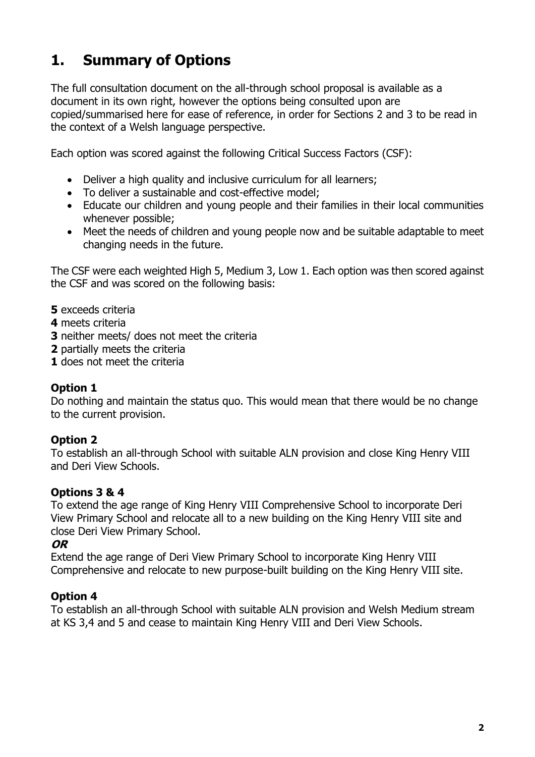# 1. Summary of Options

The full consultation document on the all-through school proposal is available as a document in its own right, however the options being consulted upon are copied/summarised here for ease of reference, in order for Sections 2 and 3 to be read in the context of a Welsh language perspective.

Each option was scored against the following Critical Success Factors (CSF):

- Deliver a high quality and inclusive curriculum for all learners;
- To deliver a sustainable and cost-effective model;
- Educate our children and young people and their families in their local communities whenever possible;
- Meet the needs of children and young people now and be suitable adaptable to meet changing needs in the future.

The CSF were each weighted High 5, Medium 3, Low 1. Each option was then scored against the CSF and was scored on the following basis:

**5** exceeds criteria
**4** meets criteria
**3** neither meets/ does not meet the criteria
**2** partially meets the criteria
**1** does not meet the criteria

**Option 1**
Do nothing and maintain the status quo. This would mean that there would be no change to the current provision.

**Option 2**
To establish an all-through School with suitable ALN provision and close King Henry VIII and Deri View Schools.

**Options 3 & 4**
To extend the age range of King Henry VIII Comprehensive School to incorporate Deri View Primary School and relocate all to a new building on the King Henry VIII site and close Deri View Primary School.
***OR***
Extend the age range of Deri View Primary School to incorporate King Henry VIII Comprehensive and relocate to new purpose-built building on the King Henry VIII site.

**Option 4**
To establish an all-through School with suitable ALN provision and Welsh Medium stream at KS 3,4 and 5 and cease to maintain King Henry VIII and Deri View Schools.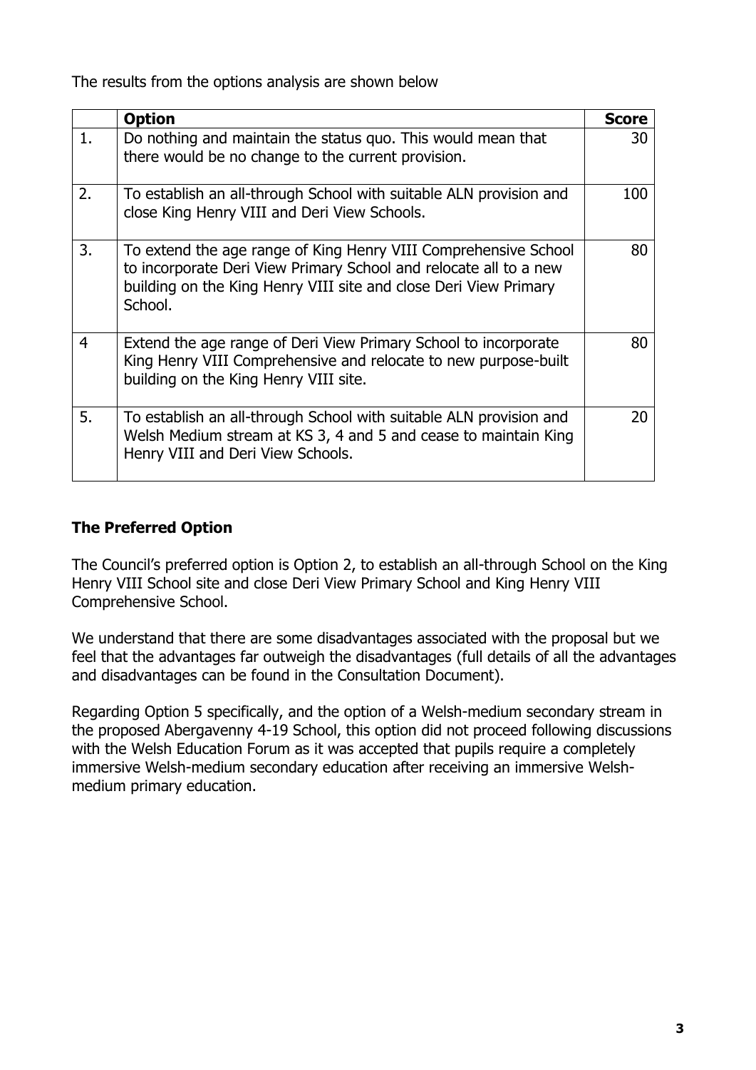The results from the options analysis are shown below

| | **Option** | **Score** |
|---|---|---|
| 1. | Do nothing and maintain the status quo. This would mean that there would be no change to the current provision. | 30 |
| 2. | To establish an all-through School with suitable ALN provision and close King Henry VIII and Deri View Schools. | 100 |
| 3. | To extend the age range of King Henry VIII Comprehensive School to incorporate Deri View Primary School and relocate all to a new building on the King Henry VIII site and close Deri View Primary School. | 80 |
| 4 | Extend the age range of Deri View Primary School to incorporate King Henry VIII Comprehensive and relocate to new purpose-built building on the King Henry VIII site. | 80 |
| 5. | To establish an all-through School with suitable ALN provision and Welsh Medium stream at KS 3, 4 and 5 and cease to maintain King Henry VIII and Deri View Schools. | 20 |

**The Preferred Option**

The Council's preferred option is Option 2, to establish an all-through School on the King Henry VIII School site and close Deri View Primary School and King Henry VIII Comprehensive School.

We understand that there are some disadvantages associated with the proposal but we feel that the advantages far outweigh the disadvantages (full details of all the advantages and disadvantages can be found in the Consultation Document).

Regarding Option 5 specifically, and the option of a Welsh-medium secondary stream in the proposed Abergavenny 4-19 School, this option did not proceed following discussions with the Welsh Education Forum as it was accepted that pupils require a completely immersive Welsh-medium secondary education after receiving an immersive Welsh-medium primary education.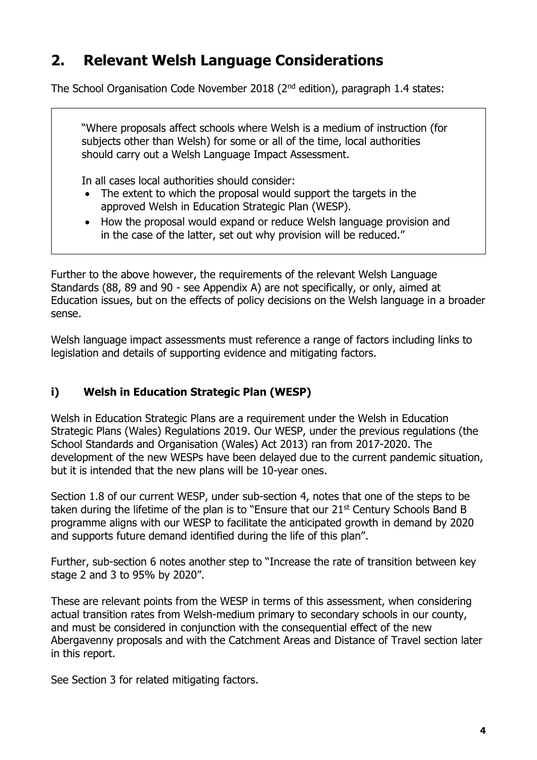## 2. Relevant Welsh Language Considerations

The School Organisation Code November 2018 (2nd edition), paragraph 1.4 states:

> "Where proposals affect schools where Welsh is a medium of instruction (for subjects other than Welsh) for some or all of the time, local authorities should carry out a Welsh Language Impact Assessment.
>
> In all cases local authorities should consider:
>
> - The extent to which the proposal would support the targets in the approved Welsh in Education Strategic Plan (WESP).
> - How the proposal would expand or reduce Welsh language provision and in the case of the latter, set out why provision will be reduced."

Further to the above however, the requirements of the relevant Welsh Language Standards (88, 89 and 90 - see Appendix A) are not specifically, or only, aimed at Education issues, but on the effects of policy decisions on the Welsh language in a broader sense.

Welsh language impact assessments must reference a range of factors including links to legislation and details of supporting evidence and mitigating factors.

### i) Welsh in Education Strategic Plan (WESP)

Welsh in Education Strategic Plans are a requirement under the Welsh in Education Strategic Plans (Wales) Regulations 2019. Our WESP, under the previous regulations (the School Standards and Organisation (Wales) Act 2013) ran from 2017-2020. The development of the new WESPs have been delayed due to the current pandemic situation, but it is intended that the new plans will be 10-year ones.

Section 1.8 of our current WESP, under sub-section 4, notes that one of the steps to be taken during the lifetime of the plan is to "Ensure that our 21st Century Schools Band B programme aligns with our WESP to facilitate the anticipated growth in demand by 2020 and supports future demand identified during the life of this plan".

Further, sub-section 6 notes another step to "Increase the rate of transition between key stage 2 and 3 to 95% by 2020".

These are relevant points from the WESP in terms of this assessment, when considering actual transition rates from Welsh-medium primary to secondary schools in our county, and must be considered in conjunction with the consequential effect of the new Abergavenny proposals and with the Catchment Areas and Distance of Travel section later in this report.

See Section 3 for related mitigating factors.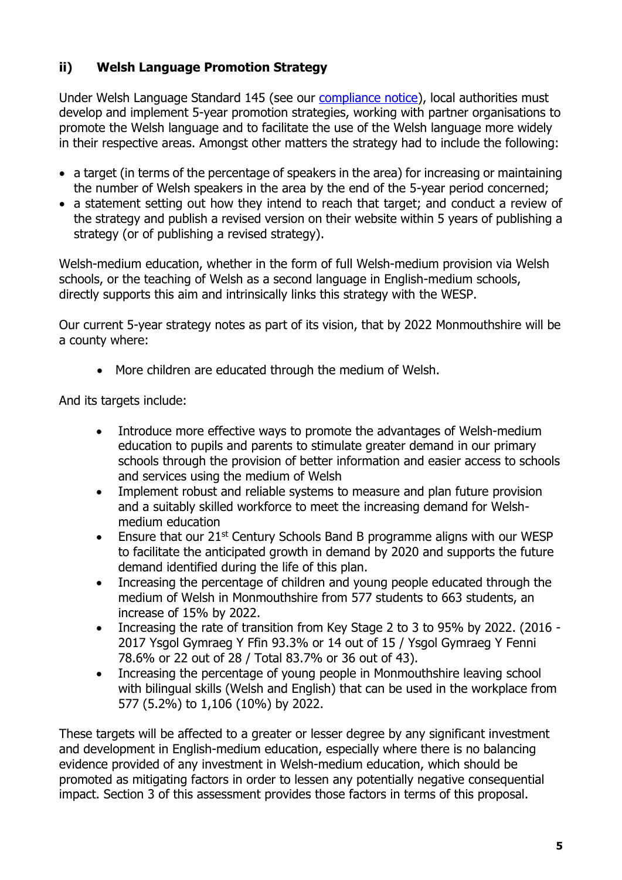## ii) Welsh Language Promotion Strategy

Under Welsh Language Standard 145 (see our [compliance notice]), local authorities must develop and implement 5-year promotion strategies, working with partner organisations to promote the Welsh language and to facilitate the use of the Welsh language more widely in their respective areas. Amongst other matters the strategy had to include the following:

- a target (in terms of the percentage of speakers in the area) for increasing or maintaining the number of Welsh speakers in the area by the end of the 5-year period concerned;
- a statement setting out how they intend to reach that target; and conduct a review of the strategy and publish a revised version on their website within 5 years of publishing a strategy (or of publishing a revised strategy).

Welsh-medium education, whether in the form of full Welsh-medium provision via Welsh schools, or the teaching of Welsh as a second language in English-medium schools, directly supports this aim and intrinsically links this strategy with the WESP.

Our current 5-year strategy notes as part of its vision, that by 2022 Monmouthshire will be a county where:

- More children are educated through the medium of Welsh.

And its targets include:

- Introduce more effective ways to promote the advantages of Welsh-medium education to pupils and parents to stimulate greater demand in our primary schools through the provision of better information and easier access to schools and services using the medium of Welsh
- Implement robust and reliable systems to measure and plan future provision and a suitably skilled workforce to meet the increasing demand for Welsh-medium education
- Ensure that our 21st Century Schools Band B programme aligns with our WESP to facilitate the anticipated growth in demand by 2020 and supports the future demand identified during the life of this plan.
- Increasing the percentage of children and young people educated through the medium of Welsh in Monmouthshire from 577 students to 663 students, an increase of 15% by 2022.
- Increasing the rate of transition from Key Stage 2 to 3 to 95% by 2022. (2016 - 2017 Ysgol Gymraeg Y Ffin 93.3% or 14 out of 15 / Ysgol Gymraeg Y Fenni 78.6% or 22 out of 28 / Total 83.7% or 36 out of 43).
- Increasing the percentage of young people in Monmouthshire leaving school with bilingual skills (Welsh and English) that can be used in the workplace from 577 (5.2%) to 1,106 (10%) by 2022.

These targets will be affected to a greater or lesser degree by any significant investment and development in English-medium education, especially where there is no balancing evidence provided of any investment in Welsh-medium education, which should be promoted as mitigating factors in order to lessen any potentially negative consequential impact. Section 3 of this assessment provides those factors in terms of this proposal.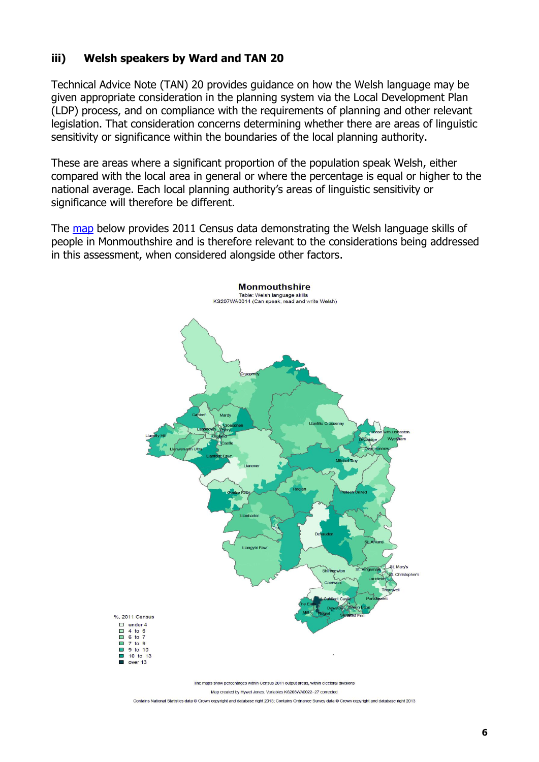### iii) Welsh speakers by Ward and TAN 20

Technical Advice Note (TAN) 20 provides guidance on how the Welsh language may be given appropriate consideration in the planning system via the Local Development Plan (LDP) process, and on compliance with the requirements of planning and other relevant legislation. That consideration concerns determining whether there are areas of linguistic sensitivity or significance within the boundaries of the local planning authority.

These are areas where a significant proportion of the population speak Welsh, either compared with the local area in general or where the percentage is equal or higher to the national average. Each local planning authority's areas of linguistic sensitivity or significance will therefore be different.

The map below provides 2011 Census data demonstrating the Welsh language skills of people in Monmouthshire and is therefore relevant to the considerations being addressed in this assessment, when considered alongside other factors.

**Monmouthshire**
Table: Welsh language skills
KS207WA0014 (Can speak, read and write Welsh)

%, 2011 Census
- under 4
- 4 to 6
- 6 to 7
- 7 to 9
- 9 to 10
- 10 to 13
- over 13

The maps show percentages within Census 2011 output areas, within electoral divisions

Map created by Hywel Jones. Variables KS208WA0022–27 corrected

Contains National Statistics data © Crown copyright and database right 2013; Contains Ordnance Survey data © Crown copyright and database right 2013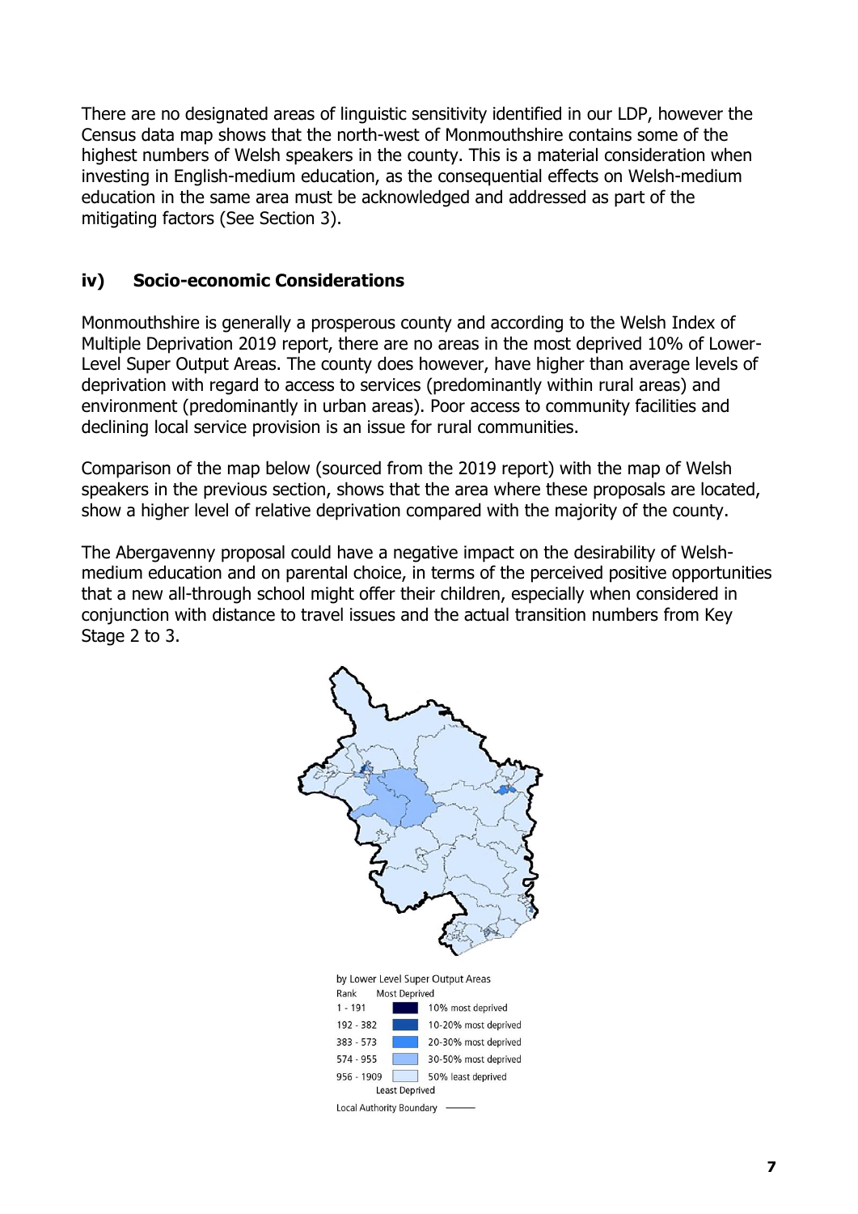There are no designated areas of linguistic sensitivity identified in our LDP, however the Census data map shows that the north-west of Monmouthshire contains some of the highest numbers of Welsh speakers in the county. This is a material consideration when investing in English-medium education, as the consequential effects on Welsh-medium education in the same area must be acknowledged and addressed as part of the mitigating factors (See Section 3).

### iv) Socio-economic Considerations

Monmouthshire is generally a prosperous county and according to the Welsh Index of Multiple Deprivation 2019 report, there are no areas in the most deprived 10% of Lower-Level Super Output Areas. The county does however, have higher than average levels of deprivation with regard to access to services (predominantly within rural areas) and environment (predominantly in urban areas). Poor access to community facilities and declining local service provision is an issue for rural communities.

Comparison of the map below (sourced from the 2019 report) with the map of Welsh speakers in the previous section, shows that the area where these proposals are located, show a higher level of relative deprivation compared with the majority of the county.

The Abergavenny proposal could have a negative impact on the desirability of Welsh-medium education and on parental choice, in terms of the perceived positive opportunities that a new all-through school might offer their children, especially when considered in conjunction with distance to travel issues and the actual transition numbers from Key Stage 2 to 3.

by Lower Level Super Output Areas

| Rank | Most Deprived |
|---|---|
| 1 - 191 | 10% most deprived |
| 192 - 382 | 10-20% most deprived |
| 383 - 573 | 20-30% most deprived |
| 574 - 955 | 30-50% most deprived |
| 956 - 1909 | 50% least deprived |
| | Least Deprived |

Local Authority Boundary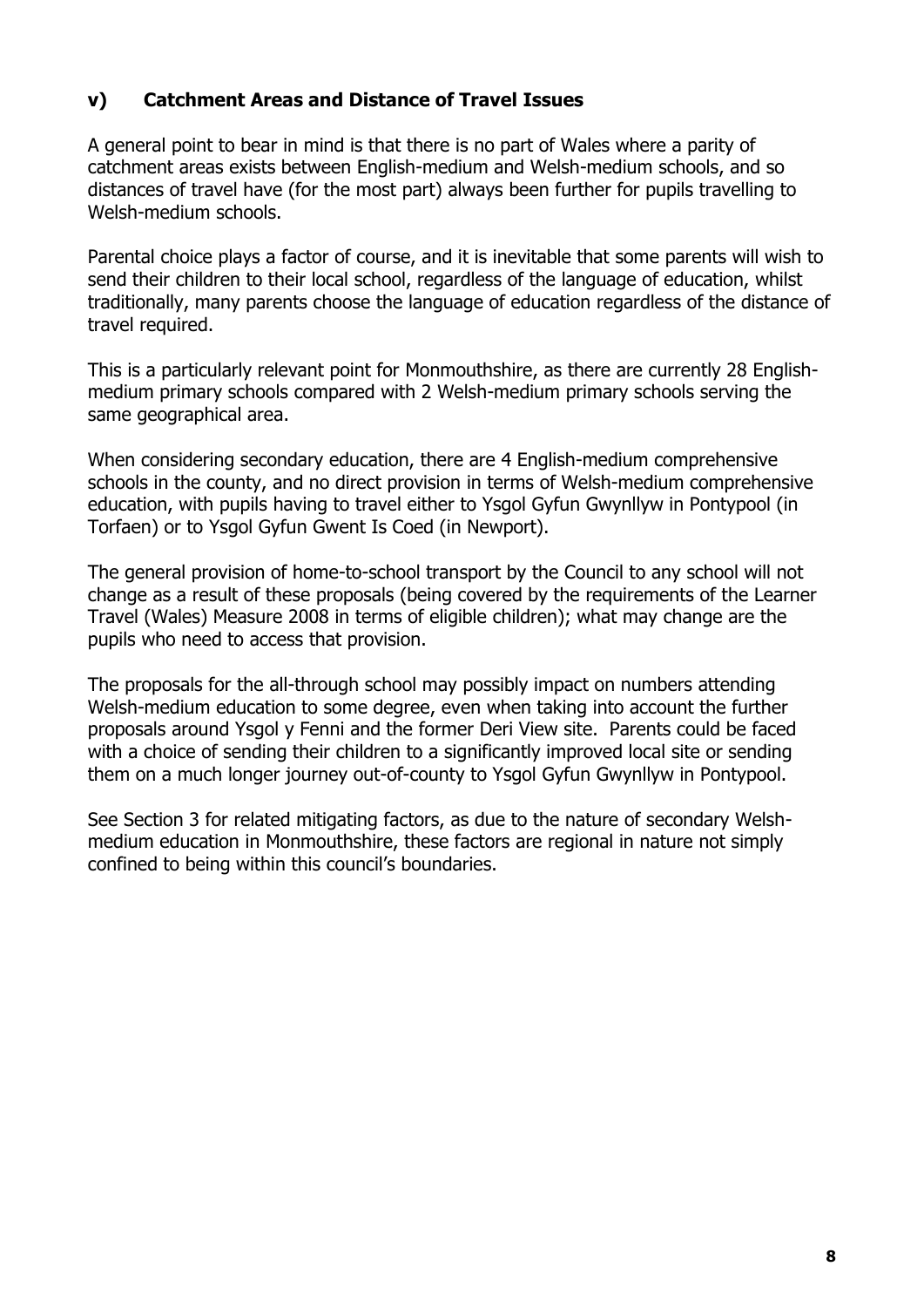### v) Catchment Areas and Distance of Travel Issues

A general point to bear in mind is that there is no part of Wales where a parity of catchment areas exists between English-medium and Welsh-medium schools, and so distances of travel have (for the most part) always been further for pupils travelling to Welsh-medium schools.

Parental choice plays a factor of course, and it is inevitable that some parents will wish to send their children to their local school, regardless of the language of education, whilst traditionally, many parents choose the language of education regardless of the distance of travel required.

This is a particularly relevant point for Monmouthshire, as there are currently 28 English-medium primary schools compared with 2 Welsh-medium primary schools serving the same geographical area.

When considering secondary education, there are 4 English-medium comprehensive schools in the county, and no direct provision in terms of Welsh-medium comprehensive education, with pupils having to travel either to Ysgol Gyfun Gwynllyw in Pontypool (in Torfaen) or to Ysgol Gyfun Gwent Is Coed (in Newport).

The general provision of home-to-school transport by the Council to any school will not change as a result of these proposals (being covered by the requirements of the Learner Travel (Wales) Measure 2008 in terms of eligible children); what may change are the pupils who need to access that provision.

The proposals for the all-through school may possibly impact on numbers attending Welsh-medium education to some degree, even when taking into account the further proposals around Ysgol y Fenni and the former Deri View site. Parents could be faced with a choice of sending their children to a significantly improved local site or sending them on a much longer journey out-of-county to Ysgol Gyfun Gwynllyw in Pontypool.

See Section 3 for related mitigating factors, as due to the nature of secondary Welsh-medium education in Monmouthshire, these factors are regional in nature not simply confined to being within this council's boundaries.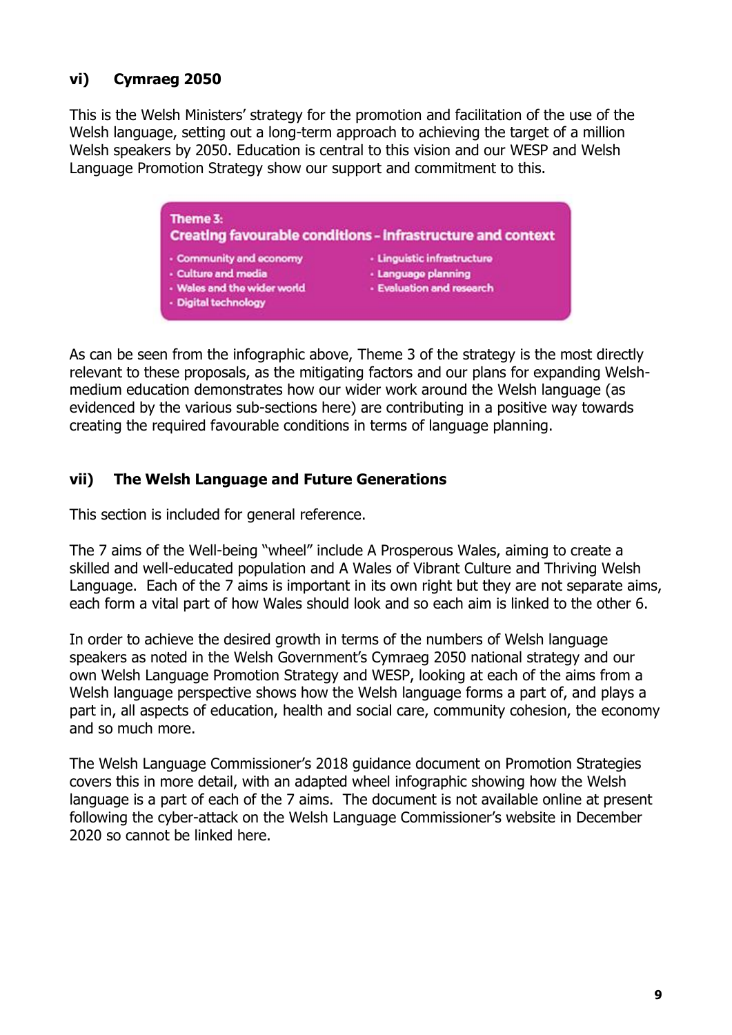### vi) Cymraeg 2050

This is the Welsh Ministers' strategy for the promotion and facilitation of the use of the Welsh language, setting out a long-term approach to achieving the target of a million Welsh speakers by 2050. Education is central to this vision and our WESP and Welsh Language Promotion Strategy show our support and commitment to this.

**Theme 3:**
**Creating favourable conditions – infrastructure and context**

- Community and economy
- Culture and media
- Wales and the wider world
- Digital technology
- Linguistic infrastructure
- Language planning
- Evaluation and research

As can be seen from the infographic above, Theme 3 of the strategy is the most directly relevant to these proposals, as the mitigating factors and our plans for expanding Welsh-medium education demonstrates how our wider work around the Welsh language (as evidenced by the various sub-sections here) are contributing in a positive way towards creating the required favourable conditions in terms of language planning.

### vii) The Welsh Language and Future Generations

This section is included for general reference.

The 7 aims of the Well-being "wheel" include A Prosperous Wales, aiming to create a skilled and well-educated population and A Wales of Vibrant Culture and Thriving Welsh Language. Each of the 7 aims is important in its own right but they are not separate aims, each form a vital part of how Wales should look and so each aim is linked to the other 6.

In order to achieve the desired growth in terms of the numbers of Welsh language speakers as noted in the Welsh Government's Cymraeg 2050 national strategy and our own Welsh Language Promotion Strategy and WESP, looking at each of the aims from a Welsh language perspective shows how the Welsh language forms a part of, and plays a part in, all aspects of education, health and social care, community cohesion, the economy and so much more.

The Welsh Language Commissioner's 2018 guidance document on Promotion Strategies covers this in more detail, with an adapted wheel infographic showing how the Welsh language is a part of each of the 7 aims. The document is not available online at present following the cyber-attack on the Welsh Language Commissioner's website in December 2020 so cannot be linked here.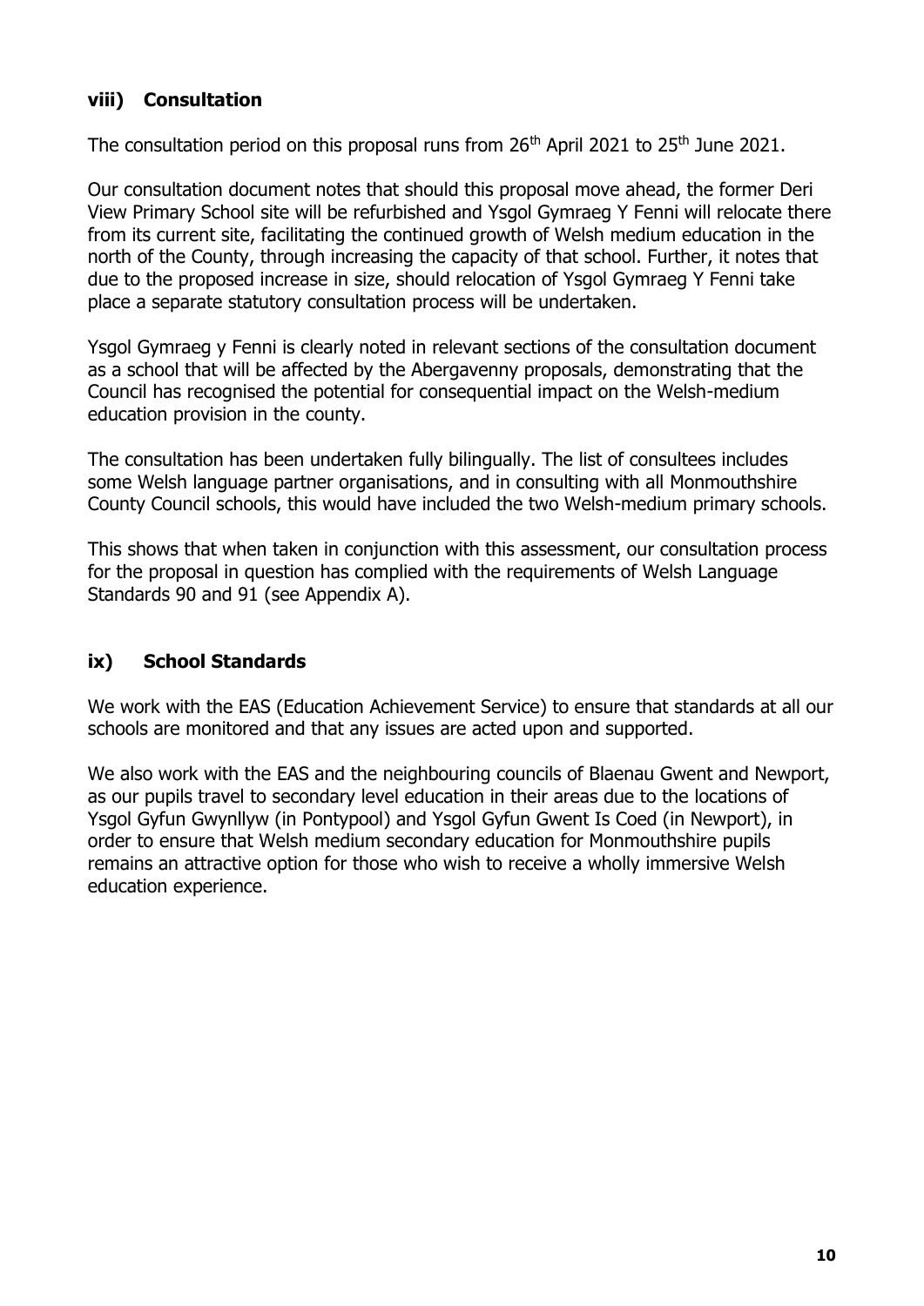## viii) Consultation

The consultation period on this proposal runs from 26th April 2021 to 25th June 2021.

Our consultation document notes that should this proposal move ahead, the former Deri View Primary School site will be refurbished and Ysgol Gymraeg Y Fenni will relocate there from its current site, facilitating the continued growth of Welsh medium education in the north of the County, through increasing the capacity of that school. Further, it notes that due to the proposed increase in size, should relocation of Ysgol Gymraeg Y Fenni take place a separate statutory consultation process will be undertaken.

Ysgol Gymraeg y Fenni is clearly noted in relevant sections of the consultation document as a school that will be affected by the Abergavenny proposals, demonstrating that the Council has recognised the potential for consequential impact on the Welsh-medium education provision in the county.

The consultation has been undertaken fully bilingually. The list of consultees includes some Welsh language partner organisations, and in consulting with all Monmouthshire County Council schools, this would have included the two Welsh-medium primary schools.

This shows that when taken in conjunction with this assessment, our consultation process for the proposal in question has complied with the requirements of Welsh Language Standards 90 and 91 (see Appendix A).

## ix) School Standards

We work with the EAS (Education Achievement Service) to ensure that standards at all our schools are monitored and that any issues are acted upon and supported.

We also work with the EAS and the neighbouring councils of Blaenau Gwent and Newport, as our pupils travel to secondary level education in their areas due to the locations of Ysgol Gyfun Gwynllyw (in Pontypool) and Ysgol Gyfun Gwent Is Coed (in Newport), in order to ensure that Welsh medium secondary education for Monmouthshire pupils remains an attractive option for those who wish to receive a wholly immersive Welsh education experience.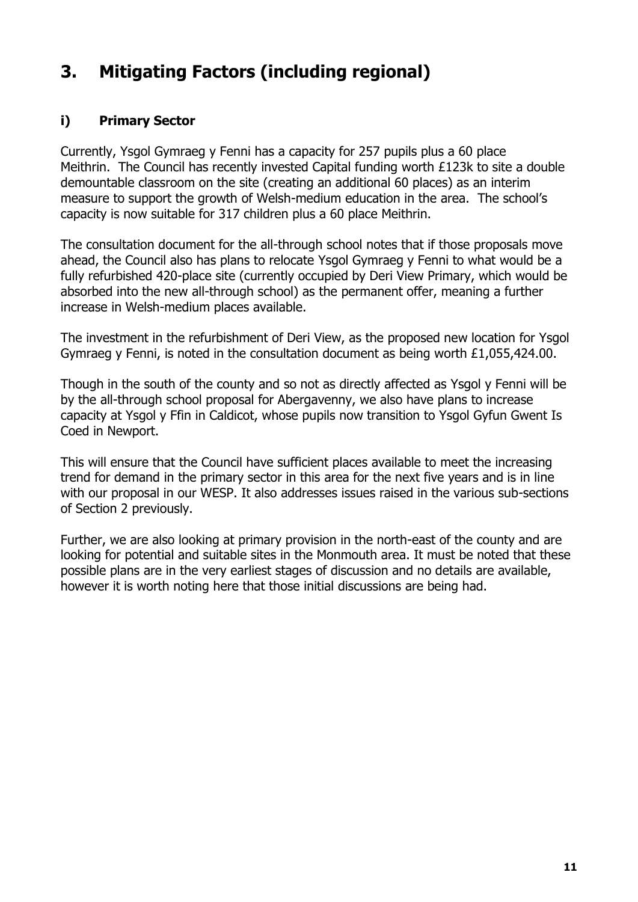# 3. Mitigating Factors (including regional)

## i) Primary Sector

Currently, Ysgol Gymraeg y Fenni has a capacity for 257 pupils plus a 60 place Meithrin. The Council has recently invested Capital funding worth £123k to site a double demountable classroom on the site (creating an additional 60 places) as an interim measure to support the growth of Welsh-medium education in the area. The school's capacity is now suitable for 317 children plus a 60 place Meithrin.

The consultation document for the all-through school notes that if those proposals move ahead, the Council also has plans to relocate Ysgol Gymraeg y Fenni to what would be a fully refurbished 420-place site (currently occupied by Deri View Primary, which would be absorbed into the new all-through school) as the permanent offer, meaning a further increase in Welsh-medium places available.

The investment in the refurbishment of Deri View, as the proposed new location for Ysgol Gymraeg y Fenni, is noted in the consultation document as being worth £1,055,424.00.

Though in the south of the county and so not as directly affected as Ysgol y Fenni will be by the all-through school proposal for Abergavenny, we also have plans to increase capacity at Ysgol y Ffin in Caldicot, whose pupils now transition to Ysgol Gyfun Gwent Is Coed in Newport.

This will ensure that the Council have sufficient places available to meet the increasing trend for demand in the primary sector in this area for the next five years and is in line with our proposal in our WESP. It also addresses issues raised in the various sub-sections of Section 2 previously.

Further, we are also looking at primary provision in the north-east of the county and are looking for potential and suitable sites in the Monmouth area. It must be noted that these possible plans are in the very earliest stages of discussion and no details are available, however it is worth noting here that those initial discussions are being had.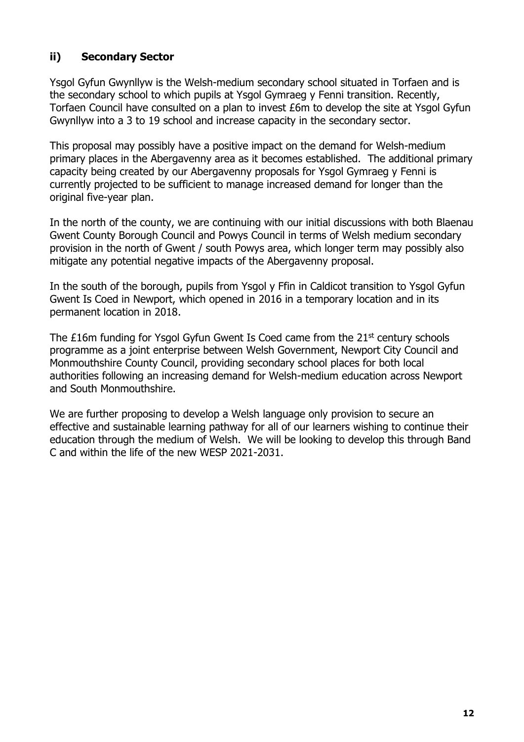## ii) Secondary Sector

Ysgol Gyfun Gwynllyw is the Welsh-medium secondary school situated in Torfaen and is the secondary school to which pupils at Ysgol Gymraeg y Fenni transition. Recently, Torfaen Council have consulted on a plan to invest £6m to develop the site at Ysgol Gyfun Gwynllyw into a 3 to 19 school and increase capacity in the secondary sector.

This proposal may possibly have a positive impact on the demand for Welsh-medium primary places in the Abergavenny area as it becomes established. The additional primary capacity being created by our Abergavenny proposals for Ysgol Gymraeg y Fenni is currently projected to be sufficient to manage increased demand for longer than the original five-year plan.

In the north of the county, we are continuing with our initial discussions with both Blaenau Gwent County Borough Council and Powys Council in terms of Welsh medium secondary provision in the north of Gwent / south Powys area, which longer term may possibly also mitigate any potential negative impacts of the Abergavenny proposal.

In the south of the borough, pupils from Ysgol y Ffin in Caldicot transition to Ysgol Gyfun Gwent Is Coed in Newport, which opened in 2016 in a temporary location and in its permanent location in 2018.

The £16m funding for Ysgol Gyfun Gwent Is Coed came from the 21st century schools programme as a joint enterprise between Welsh Government, Newport City Council and Monmouthshire County Council, providing secondary school places for both local authorities following an increasing demand for Welsh-medium education across Newport and South Monmouthshire.

We are further proposing to develop a Welsh language only provision to secure an effective and sustainable learning pathway for all of our learners wishing to continue their education through the medium of Welsh. We will be looking to develop this through Band C and within the life of the new WESP 2021-2031.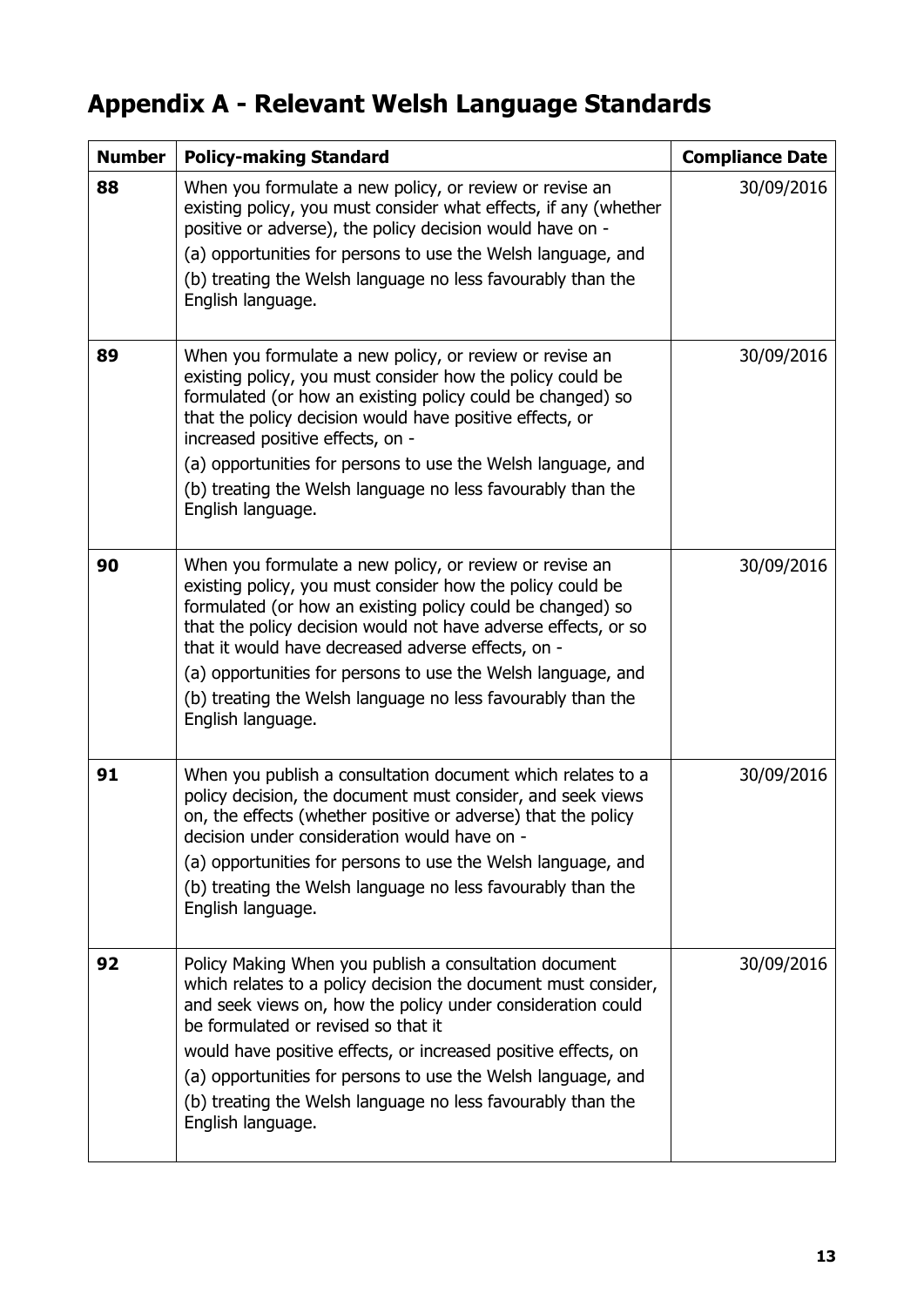# Appendix A - Relevant Welsh Language Standards

| Number | Policy-making Standard | Compliance Date |
| --- | --- | --- |
| **88** | When you formulate a new policy, or review or revise an existing policy, you must consider what effects, if any (whether positive or adverse), the policy decision would have on -<br>(a) opportunities for persons to use the Welsh language, and<br>(b) treating the Welsh language no less favourably than the English language. | 30/09/2016 |
| **89** | When you formulate a new policy, or review or revise an existing policy, you must consider how the policy could be formulated (or how an existing policy could be changed) so that the policy decision would have positive effects, or increased positive effects, on -<br>(a) opportunities for persons to use the Welsh language, and<br>(b) treating the Welsh language no less favourably than the English language. | 30/09/2016 |
| **90** | When you formulate a new policy, or review or revise an existing policy, you must consider how the policy could be formulated (or how an existing policy could be changed) so that the policy decision would not have adverse effects, or so that it would have decreased adverse effects, on -<br>(a) opportunities for persons to use the Welsh language, and<br>(b) treating the Welsh language no less favourably than the English language. | 30/09/2016 |
| **91** | When you publish a consultation document which relates to a policy decision, the document must consider, and seek views on, the effects (whether positive or adverse) that the policy decision under consideration would have on -<br>(a) opportunities for persons to use the Welsh language, and<br>(b) treating the Welsh language no less favourably than the English language. | 30/09/2016 |
| **92** | Policy Making When you publish a consultation document which relates to a policy decision the document must consider, and seek views on, how the policy under consideration could be formulated or revised so that it<br>would have positive effects, or increased positive effects, on<br>(a) opportunities for persons to use the Welsh language, and<br>(b) treating the Welsh language no less favourably than the English language. | 30/09/2016 |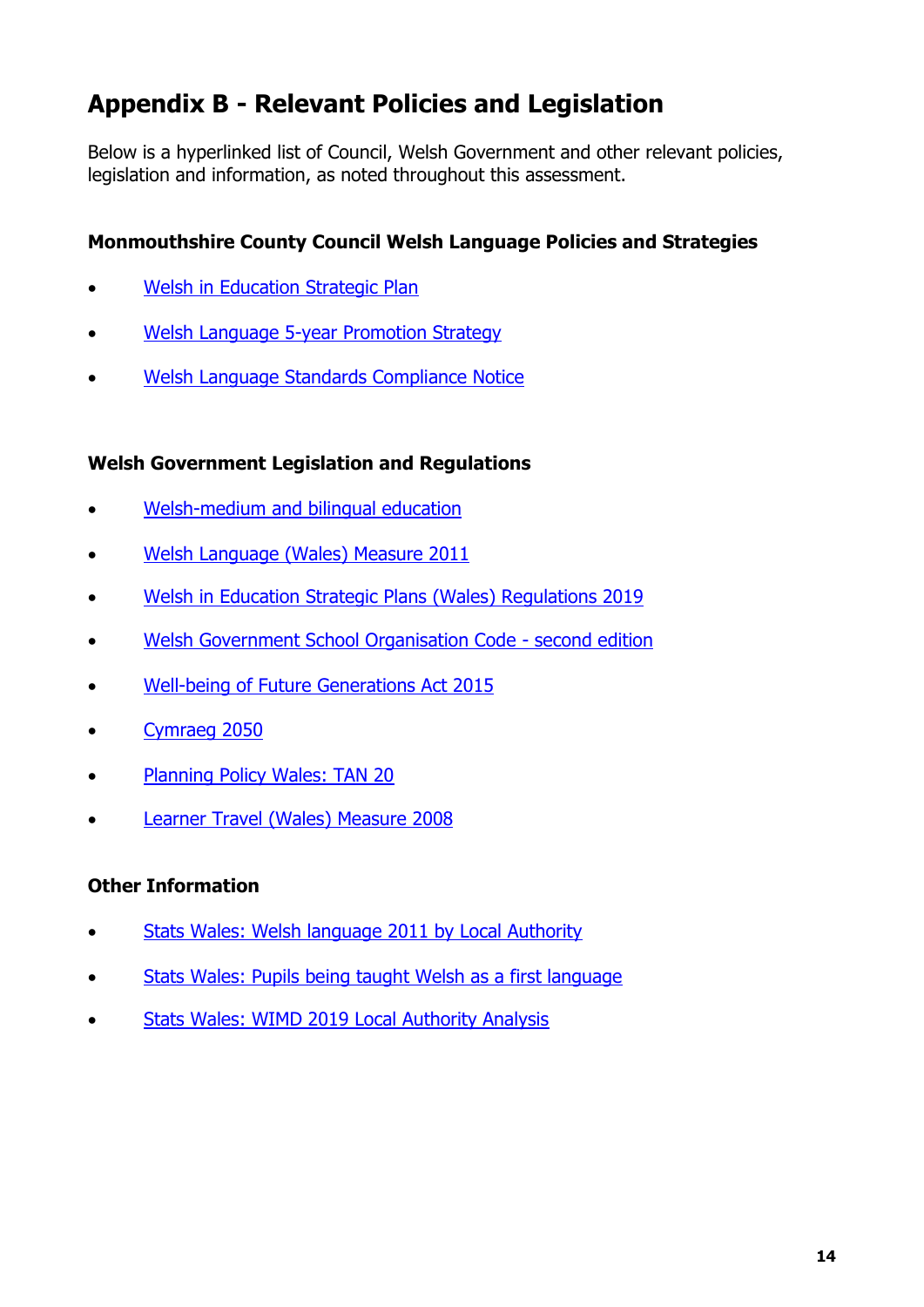# Appendix B - Relevant Policies and Legislation

Below is a hyperlinked list of Council, Welsh Government and other relevant policies, legislation and information, as noted throughout this assessment.

**Monmouthshire County Council Welsh Language Policies and Strategies**

- Welsh in Education Strategic Plan
- Welsh Language 5-year Promotion Strategy
- Welsh Language Standards Compliance Notice

**Welsh Government Legislation and Regulations**

- Welsh-medium and bilingual education
- Welsh Language (Wales) Measure 2011
- Welsh in Education Strategic Plans (Wales) Regulations 2019
- Welsh Government School Organisation Code - second edition
- Well-being of Future Generations Act 2015
- Cymraeg 2050
- Planning Policy Wales: TAN 20
- Learner Travel (Wales) Measure 2008

**Other Information**

- Stats Wales: Welsh language 2011 by Local Authority
- Stats Wales: Pupils being taught Welsh as a first language
- Stats Wales: WIMD 2019 Local Authority Analysis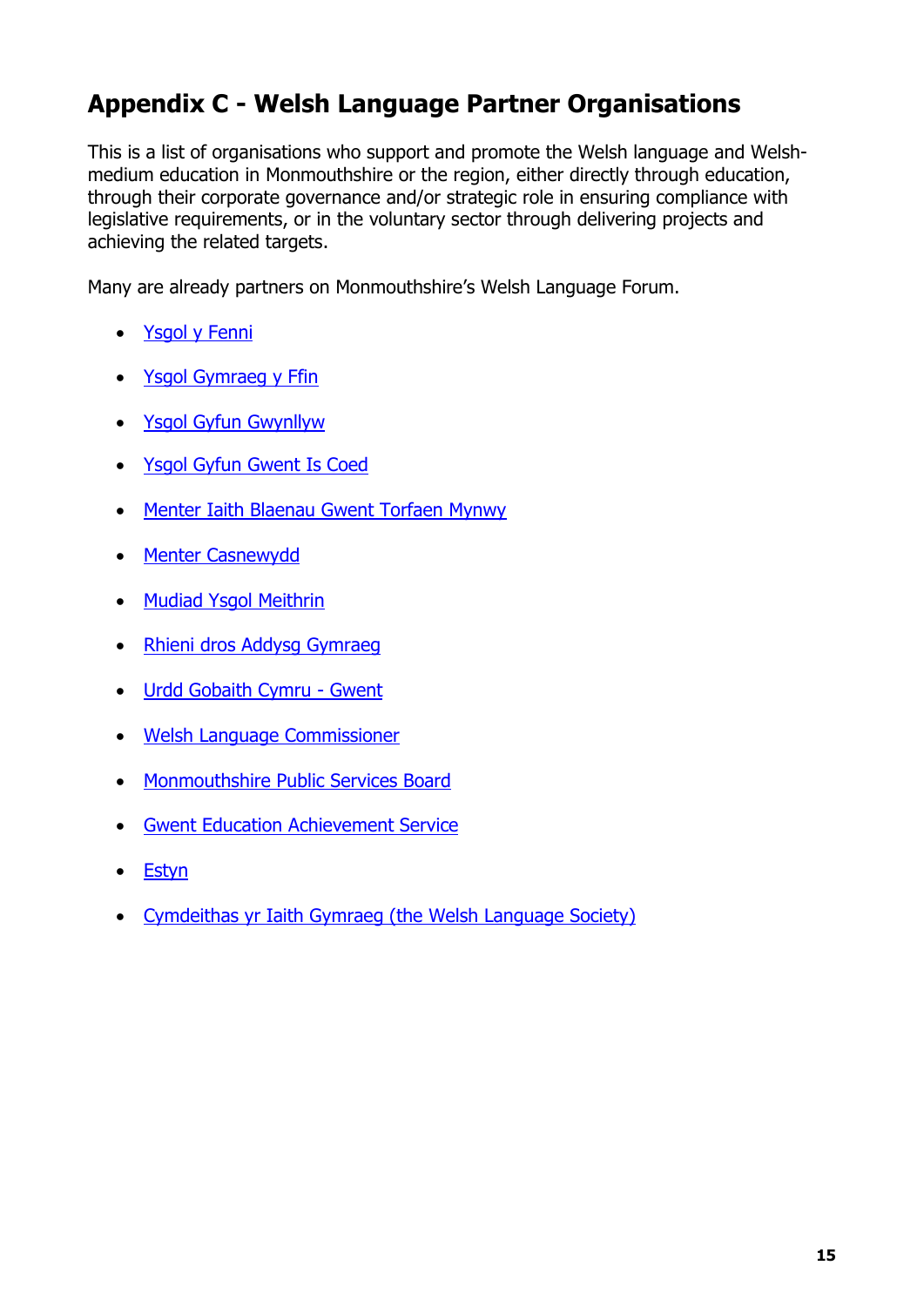## Appendix C - Welsh Language Partner Organisations

This is a list of organisations who support and promote the Welsh language and Welsh-medium education in Monmouthshire or the region, either directly through education, through their corporate governance and/or strategic role in ensuring compliance with legislative requirements, or in the voluntary sector through delivering projects and achieving the related targets.

Many are already partners on Monmouthshire's Welsh Language Forum.

- Ysgol y Fenni
- Ysgol Gymraeg y Ffin
- Ysgol Gyfun Gwynllyw
- Ysgol Gyfun Gwent Is Coed
- Menter Iaith Blaenau Gwent Torfaen Mynwy
- Menter Casnewydd
- Mudiad Ysgol Meithrin
- Rhieni dros Addysg Gymraeg
- Urdd Gobaith Cymru - Gwent
- Welsh Language Commissioner
- Monmouthshire Public Services Board
- Gwent Education Achievement Service
- Estyn
- Cymdeithas yr Iaith Gymraeg (the Welsh Language Society)